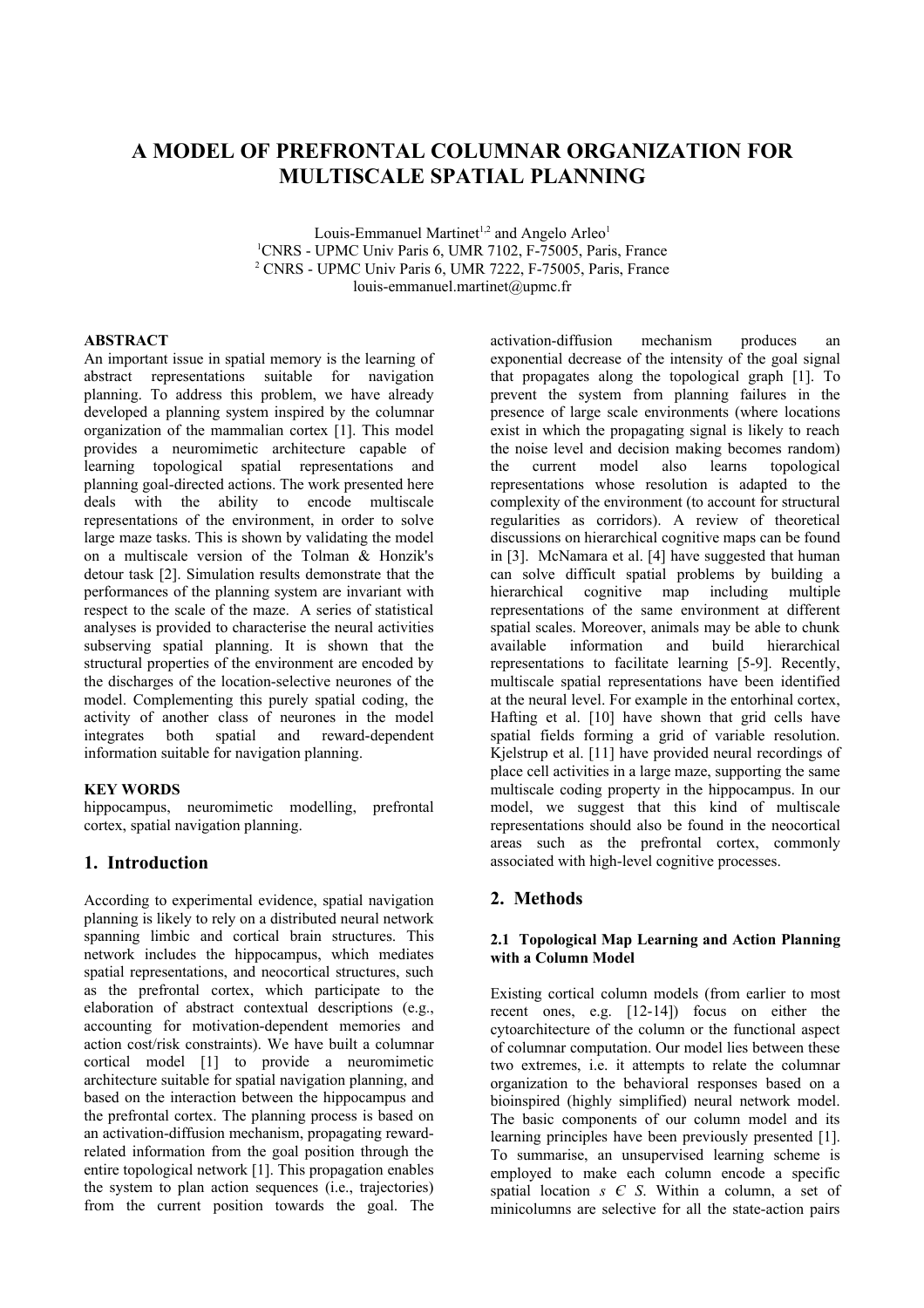# A MODEL OF PREFRONTAL COLUMNAR ORGANIZATION FOR MULTISCALE SPATIAL PLANNING

Louis-Emmanuel Martinet[1,2] and Angelo Arleo[1]

[1]CNRS - UPMC Univ Paris 6, UMR 7102, F-75005, Paris, France

[2] CNRS - UPMC Univ Paris 6, UMR 7222, F-75005, Paris, France

louis-emmanuel.martinet@upmc.fr

**ABSTRACT**

An important issue in spatial memory is the learning of abstract representations suitable for navigation planning. To address this problem, we have already developed a planning system inspired by the columnar organization of the mammalian cortex [1]. This model provides a neuromimetic architecture capable of learning topological spatial representations and planning goal-directed actions. The work presented here deals with the ability to encode multiscale representations of the environment, in order to solve large maze tasks. This is shown by validating the model on a multiscale version of the Tolman & Honzik's detour task [2]. Simulation results demonstrate that the performances of the planning system are invariant with respect to the scale of the maze. A series of statistical analyses is provided to characterise the neural activities subserving spatial planning. It is shown that the structural properties of the environment are encoded by the discharges of the location-selective neurones of the model. Complementing this purely spatial coding, the activity of another class of neurones in the model integrates both spatial and reward-dependent information suitable for navigation planning.

**KEY WORDS**

hippocampus, neuromimetic modelling, prefrontal cortex, spatial navigation planning.

## 1. Introduction

According to experimental evidence, spatial navigation planning is likely to rely on a distributed neural network spanning limbic and cortical brain structures. This network includes the hippocampus, which mediates spatial representations, and neocortical structures, such as the prefrontal cortex, which participate to the elaboration of abstract contextual descriptions (e.g., accounting for motivation-dependent memories and action cost/risk constraints). We have built a columnar cortical model [1] to provide a neuromimetic architecture suitable for spatial navigation planning, and based on the interaction between the hippocampus and the prefrontal cortex. The planning process is based on an activation-diffusion mechanism, propagating reward-related information from the goal position through the entire topological network [1]. This propagation enables the system to plan action sequences (i.e., trajectories) from the current position towards the goal. The activation-diffusion mechanism produces an exponential decrease of the intensity of the goal signal that propagates along the topological graph [1]. To prevent the system from planning failures in the presence of large scale environments (where locations exist in which the propagating signal is likely to reach the noise level and decision making becomes random) the current model also learns topological representations whose resolution is adapted to the complexity of the environment (to account for structural regularities as corridors). A review of theoretical discussions on hierarchical cognitive maps can be found in [3]. McNamara et al. [4] have suggested that human can solve difficult spatial problems by building a hierarchical cognitive map including multiple representations of the same environment at different spatial scales. Moreover, animals may be able to chunk available information and build hierarchical representations to facilitate learning [5-9]. Recently, multiscale spatial representations have been identified at the neural level. For example in the entorhinal cortex, Hafting et al. [10] have shown that grid cells have spatial fields forming a grid of variable resolution. Kjelstrup et al. [11] have provided neural recordings of place cell activities in a large maze, supporting the same multiscale coding property in the hippocampus. In our model, we suggest that this kind of multiscale representations should also be found in the neocortical areas such as the prefrontal cortex, commonly associated with high-level cognitive processes.

## 2. Methods

### 2.1 Topological Map Learning and Action Planning with a Column Model

Existing cortical column models (from earlier to most recent ones, e.g. [12-14]) focus on either the cytoarchitecture of the column or the functional aspect of columnar computation. Our model lies between these two extremes, i.e. it attempts to relate the columnar organization to the behavioral responses based on a bioinspired (highly simplified) neural network model. The basic components of our column model and its learning principles have been previously presented [1]. To summarise, an unsupervised learning scheme is employed to make each column encode a specific spatial location $s \in S$. Within a column, a set of minicolumns are selective for all the state-action pairs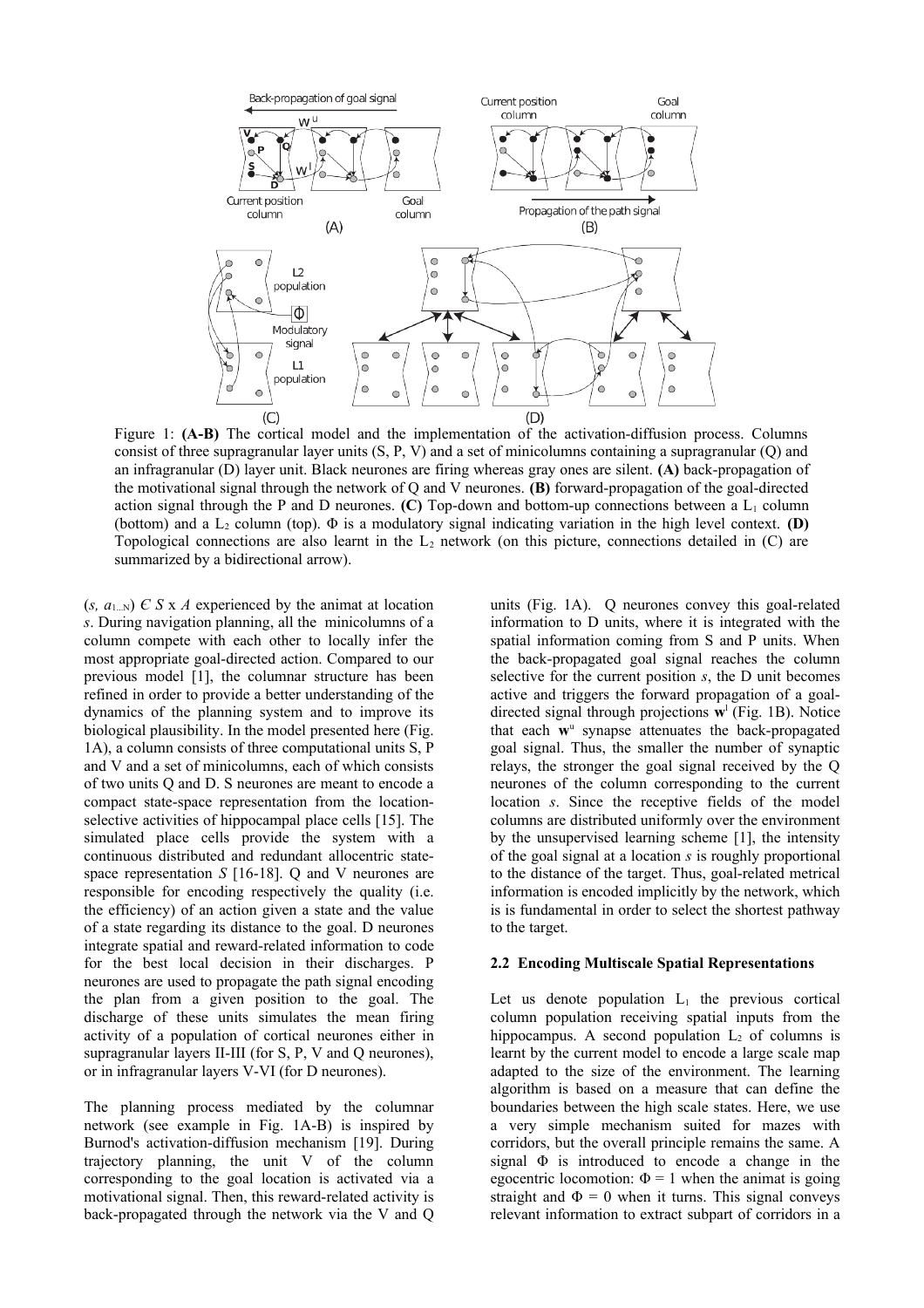Figure 1: **(A-B)** The cortical model and the implementation of the activation-diffusion process. Columns consist of three supragranular layer units (S, P, V) and a set of minicolumns containing a supragranular (Q) and an infragranular (D) layer unit. Black neurones are firing whereas gray ones are silent. **(A)** back-propagation of the motivational signal through the network of Q and V neurones. **(B)** forward-propagation of the goal-directed action signal through the P and D neurones. **(C)** Top-down and bottom-up connections between a $L_1$ column (bottom) and a $L_2$ column (top). Φ is a modulatory signal indicating variation in the high level context. **(D)** Topological connections are also learnt in the $L_2$ network (on this picture, connections detailed in (C) are summarized by a bidirectional arrow).

$(s, a_{1 \ldots N}) \in S \times A$ experienced by the animat at location $s$. During navigation planning, all the minicolumns of a column compete with each other to locally infer the most appropriate goal-directed action. Compared to our previous model [1], the columnar structure has been refined in order to provide a better understanding of the dynamics of the planning system and to improve its biological plausibility. In the model presented here (Fig. 1A), a column consists of three computational units S, P and V and a set of minicolumns, each of which consists of two units Q and D. S neurones are meant to encode a compact state-space representation from the location-selective activities of hippocampal place cells [15]. The simulated place cells provide the system with a continuous distributed and redundant allocentric state-space representation $S$ [16-18]. Q and V neurones are responsible for encoding respectively the quality (i.e. the efficiency) of an action given a state and the value of a state regarding its distance to the goal. D neurones integrate spatial and reward-related information to code for the best local decision in their discharges. P neurones are used to propagate the path signal encoding the plan from a given position to the goal. The discharge of these units simulates the mean firing activity of a population of cortical neurones either in supragranular layers II-III (for S, P, V and Q neurones), or in infragranular layers V-VI (for D neurones).

The planning process mediated by the columnar network (see example in Fig. 1A) is inspired by Burnod's activation-diffusion mechanism [19]. During trajectory planning, the unit V of the column corresponding to the goal location is activated via a motivational signal. Then, this reward-related activity is back-propagated through the network via the V and Q units (Fig. 1A). Q neurones convey this goal-related information to D units, where it is integrated with the spatial information coming from S and P units. When the back-propagated goal signal reaches the column selective for the current position $s$, the D unit becomes active and triggers the forward propagation of a goal-directed signal through projections $\mathbf{w}^l$ (Fig. 1B). Notice that each $\mathbf{w}^u$ synapse attenuates the back-propagated goal signal. Thus, the smaller the number of synaptic relays, the stronger the goal signal received by the Q neurones of the column corresponding to the current location $s$. Since the receptive fields of the model columns are distributed uniformly over the environment by the unsupervised learning scheme [1], the intensity of the goal signal at a location $s$ is roughly proportional to the distance of the target. Thus, goal-related metrical information is encoded implicitly by the network, which is is fundamental in order to select the shortest pathway to the target.

### 2.2 Encoding Multiscale Spatial Representations

Let us denote population $L_1$ the previous cortical column population receiving spatial inputs from the hippocampus. A second population $L_2$ of columns is learnt by the current model to encode a large scale map adapted to the size of the environment. The learning algorithm is based on a measure that can define the boundaries between the high scale states. Here, we use a very simple mechanism suited for mazes with corridors, but the overall principle remains the same. A signal Φ is introduced to encode a change in the egocentric locomotion: $\Phi = 1$ when the animat is going straight and $\Phi = 0$ when it turns. This signal conveys relevant information to extract subpart of corridors in a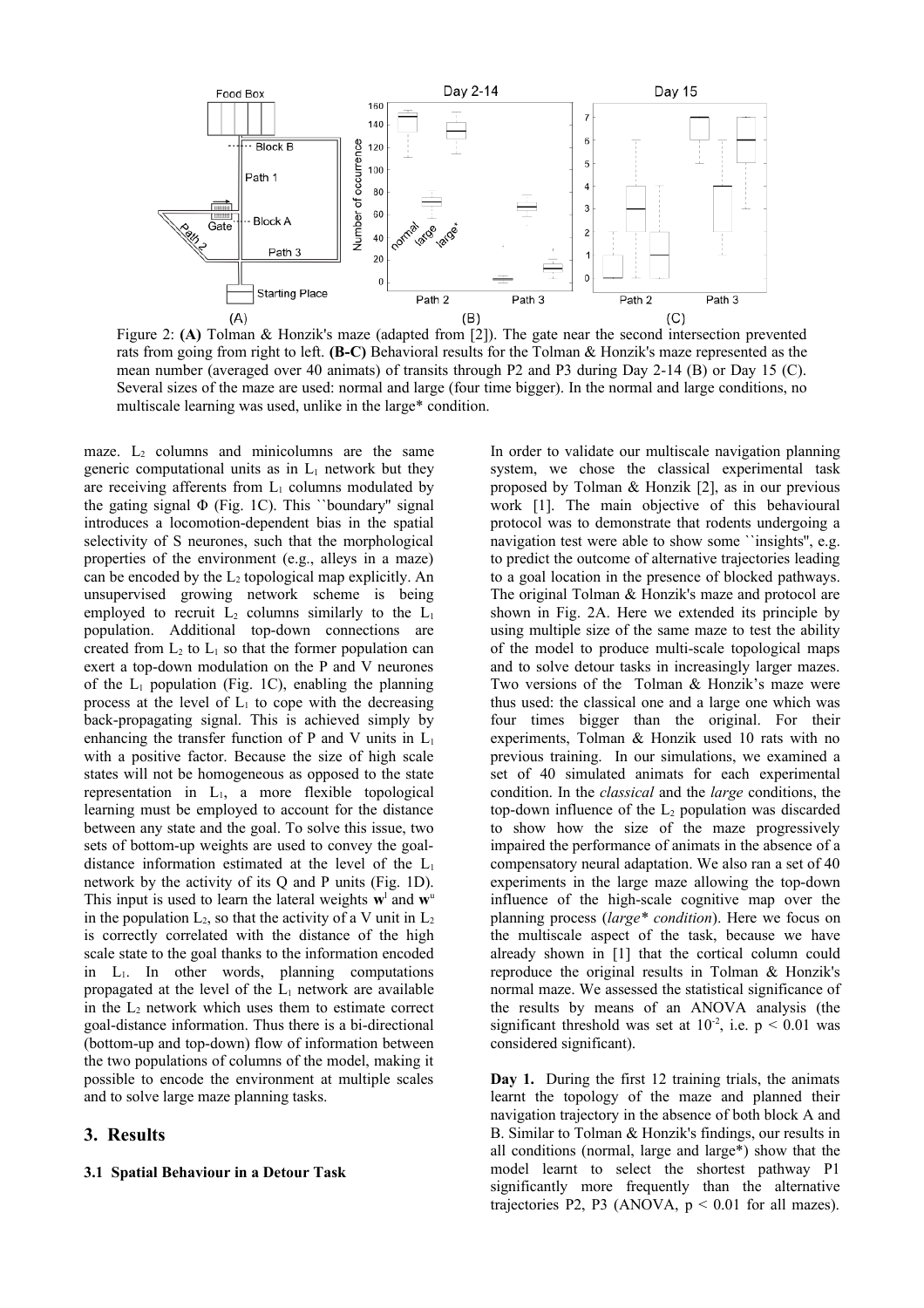Figure 2: **(A)** Tolman & Honzik's maze (adapted from [2]). The gate near the second intersection prevented rats from going from right to left. **(B-C)** Behavioral results for the Tolman & Honzik's maze represented as the mean number (averaged over 40 animats) of transits through P2 and P3 during Day 2-14 (B) or Day 15 (C). Several sizes of the maze are used: normal and large (four time bigger). In the normal and large conditions, no multiscale learning was used, unlike in the large* condition.

maze. $L_2$ columns and minicolumns are the same generic computational units as in $L_1$ network but they are receiving afferents from $L_1$ columns modulated by the gating signal $\Phi$ (Fig. 1C). This ``boundary'' signal introduces a locomotion-dependent bias in the spatial selectivity of S neurones, such that the morphological properties of the environment (e.g., alleys in a maze) can be encoded by the $L_2$ topological map explicitly. An unsupervised growing network scheme is being employed to recruit $L_2$ columns similarly to the $L_1$ population. Additional top-down connections are created from $L_2$ to $L_1$ so that the former population can exert a top-down modulation on the P and V neurones of the $L_1$ population (Fig. 1C), enabling the planning process at the level of $L_1$ to cope with the decreasing back-propagating signal. This is achieved simply by enhancing the transfer function of P and V units in $L_1$ with a positive factor. Because the size of high scale states will not be homogeneous as opposed to the state representation in $L_1$, a more flexible topological learning must be employed to account for the distance between any state and the goal. To solve this issue, two sets of bottom-up weights are used to convey the goal-distance information estimated at the level of the $L_1$ network by the activity of its Q and P units (Fig. 1D). This input is used to learn the lateral weights $\mathbf{w}^l$ and $\mathbf{w}^u$ in the population $L_2$, so that the activity of a V unit in $L_2$ is correctly correlated with the distance of the high scale state to the goal thanks to the information encoded in $L_1$. In other words, planning computations propagated at the level of the $L_1$ network are available in the $L_2$ network which uses them to estimate correct goal-distance information. Thus there is a bi-directional (bottom-up and top-down) flow of information between the two populations of columns of the model, making it possible to encode the environment at multiple scales and to solve large maze planning tasks.

## 3. Results

### 3.1 Spatial Behaviour in a Detour Task

In order to validate our multiscale navigation planning system, we chose the classical experimental task proposed by Tolman & Honzik [2], as in our previous work [1]. The main objective of this behavioural protocol was to demonstrate that rodents undergoing a navigation test were able to show some ``insights'', e.g. to predict the outcome of alternative trajectories leading to a goal location in the presence of blocked pathways. The original Tolman & Honzik's maze and protocol are shown in Fig. 2A. Here we extended its principle by using multiple size of the same maze to test the ability of the model to produce multi-scale topological maps and to solve detour tasks in increasingly larger mazes. Two versions of the Tolman & Honzik's maze were thus used: the classical one and a large one which was four times bigger than the original. For their experiments, Tolman & Honzik used 10 rats with no previous training. In our simulations, we examined a set of 40 simulated animats for each experimental condition. In the *classical* and the *large* conditions, the top-down influence of the $L_2$ population was discarded to show how the size of the maze progressively impaired the performance of animats in the absence of a compensatory neural adaptation. We also ran a set of 40 experiments in the large maze allowing the top-down influence of the high-scale cognitive map over the planning process (*large\* condition*). Here we focus on the multiscale aspect of the task, because we have already shown in [1] that the cortical column could reproduce the original results in Tolman & Honzik's normal maze. We assessed the statistical significance of the results by means of an ANOVA analysis (the significant threshold was set at $10^{-2}$, i.e. $p < 0.01$ was considered significant).

**Day 1.** During the first 12 training trials, the animats learnt the topology of the maze and planned their navigation trajectory in the absence of both block A and B. Similar to Tolman & Honzik's findings, our results in all conditions (normal, large and large*) show that the model learnt to select the shortest pathway P1 significantly more frequently than the alternative trajectories P2, P3 (ANOVA, $p < 0.01$ for all mazes).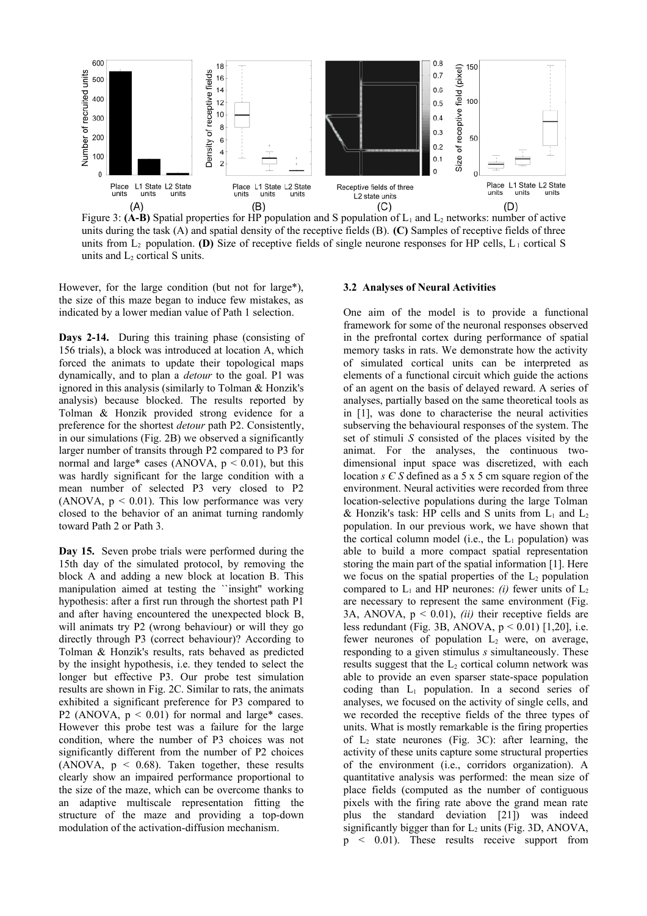Figure 3: **(A-B)** Spatial properties for HP population and S population of $L_1$ and $L_2$ networks: number of active units during the task (A) and spatial density of the receptive fields (B). **(C)** Samples of receptive fields of three units from $L_2$ population. **(D)** Size of receptive fields of single neurone responses for HP cells, $L_1$ cortical S units and $L_2$ cortical S units.

However, for the large condition (but not for large*), the size of this maze began to induce few mistakes, as indicated by a lower median value of Path 1 selection.

**Days 2-14.** During this training phase (consisting of 156 trials), a block was introduced at location A, which forced the animats to update their topological maps dynamically, and to plan a *detour* to the goal. P1 was ignored in this analysis (similarly to Tolman & Honzik's analysis) because blocked. The results reported by Tolman & Honzik provided strong evidence for a preference for the shortest *detour* path P2. Consistently, in our simulations (Fig. 2B) we observed a significantly larger number of transits through P2 compared to P3 for normal and large* cases (ANOVA, $p < 0.01$), but this was hardly significant for the large condition with a mean number of selected P3 very closed to P2 (ANOVA, $p < 0.01$). This low performance was very closed to the behavior of an animat turning randomly toward Path 2 or Path 3.

**Day 15.** Seven probe trials were performed during the 15th day of the simulated protocol, by removing the block A and adding a new block at location B. This manipulation aimed at testing the ``insight'' working hypothesis: after a first run through the shortest path P1 and after having encountered the unexpected block B, will animats try P2 (wrong behaviour) or will they go directly through P3 (correct behaviour)? According to Tolman & Honzik's results, rats behaved as predicted by the insight hypothesis, i.e. they tended to select the longer but effective P3. Our probe test simulation results are shown in Fig. 2C. Similar to rats, the animats exhibited a significant preference for P3 compared to P2 (ANOVA, $p < 0.01$) for normal and large* cases. However this probe test was a failure for the large condition, where the number of P3 choices was not significantly different from the number of P2 choices (ANOVA, $p < 0.68$). Taken together, these results clearly show an impaired performance proportional to the size of the maze, which can be overcome thanks to an adaptive multiscale representation fitting the structure of the maze and providing a top-down modulation of the activation-diffusion mechanism.

### 3.2 Analyses of Neural Activities

One aim of the model is to provide a functional framework for some of the neuronal responses observed in the prefrontal cortex during performance of spatial memory tasks in rats. We demonstrate how the activity of simulated cortical units can be interpreted as elements of a functional circuit which guide the actions of an agent on the basis of delayed reward. A series of analyses, partially based on the same theoretical tools as in [1], was done to characterise the neural activities subserving the behavioural responses of the system. The set of stimuli $S$ consisted of the places visited by the animat. For the analyses, the continuous two-dimensional input space was discretized, with each location $s \in S$ defined as a 5 x 5 cm square region of the environment. Neural activities were recorded from three location-selective populations during the large Tolman & Honzik's task: HP cells and S units from $L_1$ and $L_2$ population. In our previous work, we have shown that the cortical column model (i.e., the $L_1$ population) was able to build a more compact spatial representation storing the main part of the spatial information [1]. Here we focus on the spatial properties of the $L_2$ population compared to $L_1$ and HP neurones: *(i)* fewer units of $L_2$ are necessary to represent the same environment (Fig. 3A, ANOVA, $p < 0.01$), *(ii)* their receptive fields are less redundant (Fig. 3B, ANOVA, $p < 0.01$) [1,20], i.e. fewer neurones of population $L_2$ were, on average, responding to a given stimulus $s$ simultaneously. These results suggest that the $L_2$ cortical column network was able to provide an even sparser state-space population coding than $L_1$ population. In a second series of analyses, we focused on the activity of single cells, and we recorded the receptive fields of the three types of units. What is mostly remarkable is the firing properties of $L_2$ state neurones (Fig. 3C): after learning, the activity of these units capture some structural properties of the environment (i.e., corridors organization). A quantitative analysis was performed: the mean size of place fields (computed as the number of contiguous pixels with the firing rate above the grand mean rate plus the standard deviation [21]) was indeed significantly bigger than for $L_2$ units (Fig. 3D, ANOVA, $p < 0.01$). These results receive support from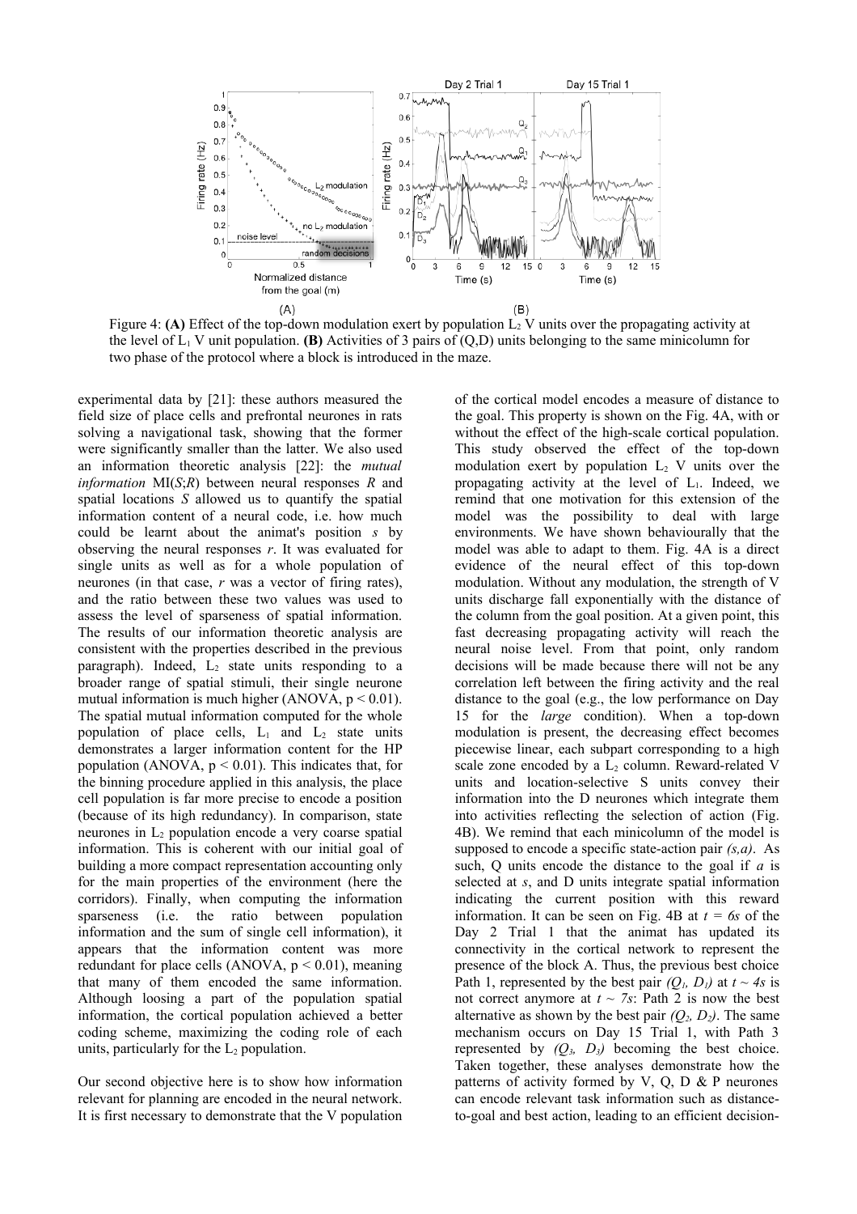Figure 4: **(A)** Effect of the top-down modulation exert by population $L_2$ V units over the propagating activity at the level of $L_1$ V unit population. **(B)** Activities of 3 pairs of (Q,D) units belonging to the same minicolumn for two phase of the protocol where a block is introduced in the maze.

experimental data by [21]: these authors measured the field size of place cells and prefrontal neurones in rats solving a navigational task, showing that the former were significantly smaller than the latter. We also used an information theoretic analysis [22]: the *mutual information* MI($S$;$R$) between neural responses $R$ and spatial locations $S$ allowed us to quantify the spatial information content of a neural code, i.e. how much could be learnt about the animat's position $s$ by observing the neural responses $r$. It was evaluated for single units as well as for a whole population of neurones (in that case, $r$ was a vector of firing rates), and the ratio between these two values was used to assess the level of sparseness of spatial information. The results of our information theoretic analysis are consistent with the properties described in the previous paragraph). Indeed, $L_2$ state units responding to a broader range of spatial stimuli, their single neurone mutual information is much higher (ANOVA, $p < 0.01$). The spatial mutual information computed for the whole population of place cells, $L_1$ and $L_2$ state units demonstrates a larger information content for the HP population (ANOVA, $p < 0.01$). This indicates that, for the binning procedure applied in this analysis, the place cell population is far more precise to encode a position (because of its high redundancy). In comparison, state neurones in $L_2$ population encode a very coarse spatial information. This is coherent with our initial goal of building a more compact representation accounting only for the main properties of the environment (here the corridors). Finally, when computing the information sparseness (i.e. the ratio between population information and the sum of single cell information), it appears that the information content was more redundant for place cells (ANOVA, $p < 0.01$), meaning that many of them encoded the same information. Although loosing a part of the population spatial information, the cortical population achieved a better coding scheme, maximizing the coding role of each units, particularly for the $L_2$ population.

Our second objective here is to show how information relevant for planning are encoded in the neural network. It is first necessary to demonstrate that the V population of the cortical model encodes a measure of distance to the goal. This property is shown on the Fig. 4A, with or without the effect of the high-scale cortical population. This study observed the effect of the top-down modulation exert by population $L_2$ V units over the propagating activity at the level of $L_1$. Indeed, we remind that one motivation for this extension of the model was the possibility to deal with large environments. We have shown behaviourally that the model was able to adapt to them. Fig. 4A is a direct evidence of the neural effect of this top-down modulation. Without any modulation, the strength of V units discharge fall exponentially with the distance of the column from the goal position. At a given point, this fast decreasing propagating activity will reach the neural noise level. From that point, only random decisions will be made because there will not be any correlation left between the firing activity and the real distance to the goal (e.g., the low performance on Day 15 for the *large* condition). When a top-down modulation is present, the decreasing effect becomes piecewise linear, each subpart corresponding to a high scale zone encoded by a $L_2$ column. Reward-related V units and location-selective S units convey their information into the D neurones which integrate them into activities reflecting the selection of action (Fig. 4B). We remind that each minicolumn of the model is supposed to encode a specific state-action pair *(s,a)*. As such, Q units encode the distance to the goal if *a* is selected at *s*, and D units integrate spatial information indicating the current position with this reward information. It can be seen on Fig. 4B at $t = 6s$ of the Day 2 Trial 1 that the animat has updated its connectivity in the cortical network to represent the presence of the block A. Thus, the previous best choice Path 1, represented by the best pair $(Q_1, D_1)$ at $t \sim 4s$ is not correct anymore at $t \sim 7s$: Path 2 is now the best alternative as shown by the best pair $(Q_2, D_2)$. The same mechanism occurs on Day 15 Trial 1, with Path 3 represented by $(Q_3, D_3)$ becoming the best choice. Taken together, these analyses demonstrate how the patterns of activity formed by V, Q, D & P neurones can encode relevant task information such as distance-to-goal and best action, leading to an efficient decision-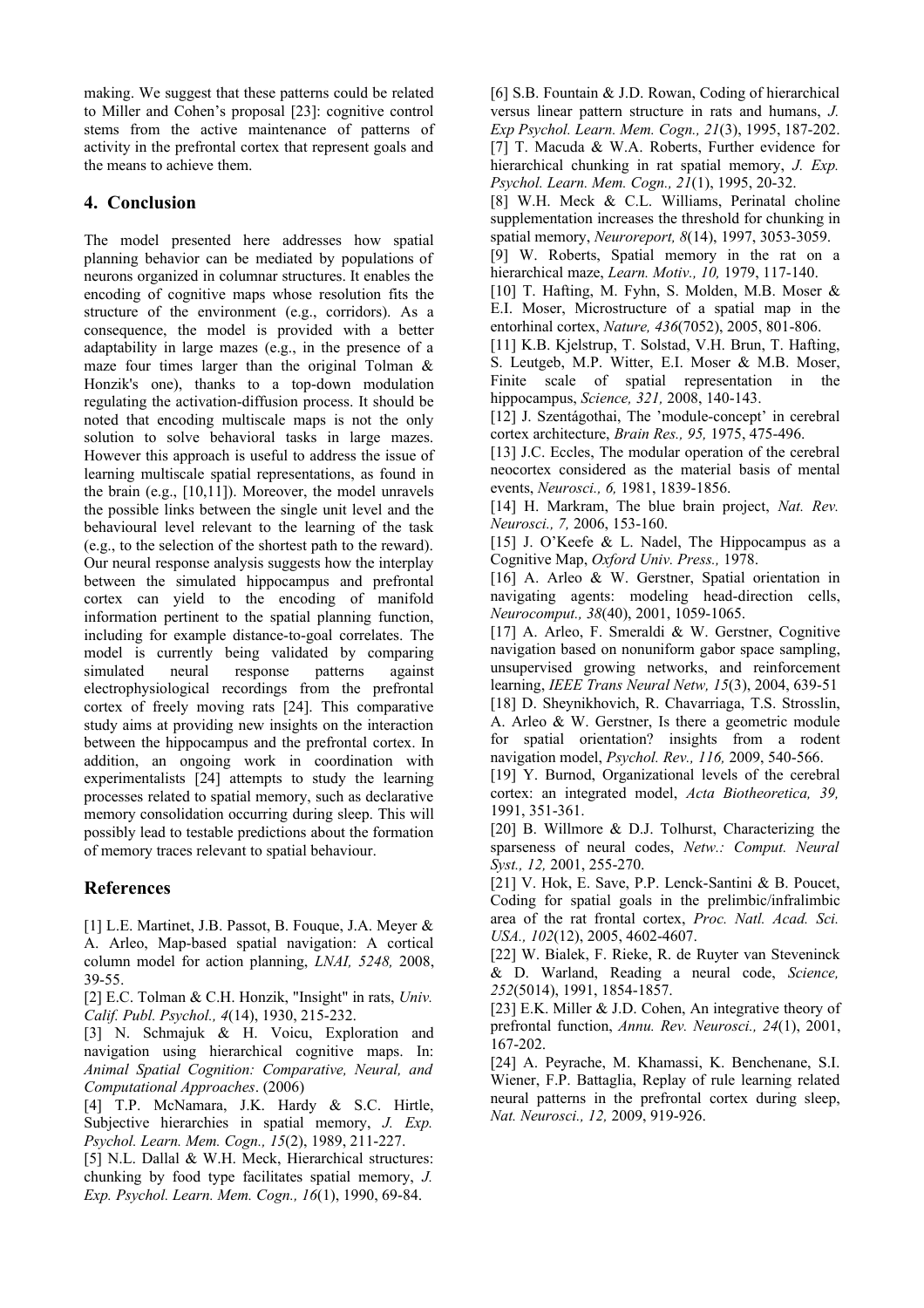making. We suggest that these patterns could be related to Miller and Cohen's proposal [23]: cognitive control stems from the active maintenance of patterns of activity in the prefrontal cortex that represent goals and the means to achieve them.

## 4. Conclusion

The model presented here addresses how spatial planning behavior can be mediated by populations of neurons organized in columnar structures. It enables the encoding of cognitive maps whose resolution fits the structure of the environment (e.g., corridors). As a consequence, the model is provided with a better adaptability in large mazes (e.g., in the presence of a maze four times larger than the original Tolman & Honzik's one), thanks to a top-down modulation regulating the activation-diffusion process. It should be noted that encoding multiscale maps is not the only solution to solve behavioral tasks in large mazes. However this approach is useful to address the issue of learning multiscale spatial representations, as found in the brain (e.g., [10,11]). Moreover, the model unravels the possible links between the single unit level and the behavioural level relevant to the learning of the task (e.g., to the selection of the shortest path to the reward). Our neural response analysis suggests how the interplay between the simulated hippocampus and prefrontal cortex can yield to the encoding of manifold information pertinent to the spatial planning function, including for example distance-to-goal correlates. The model is currently being validated by comparing simulated neural response patterns against electrophysiological recordings from the prefrontal cortex of freely moving rats [24]. This comparative study aims at providing new insights on the interaction between the hippocampus and the prefrontal cortex. In addition, an ongoing work in coordination with experimentalists [24] attempts to study the learning processes related to spatial memory, such as declarative memory consolidation occurring during sleep. This will possibly lead to testable predictions about the formation of memory traces relevant to spatial behaviour.

## References

[1] L.E. Martinet, J.B. Passot, B. Fouque, J.A. Meyer & A. Arleo, Map-based spatial navigation: A cortical column model for action planning, *LNAI, 5248,* 2008, 39-55.

[2] E.C. Tolman & C.H. Honzik, "Insight" in rats, *Univ. Calif. Publ. Psychol., 4*(14), 1930, 215-232.

[3] N. Schmajuk & H. Voicu, Exploration and navigation using hierarchical cognitive maps. In: *Animal Spatial Cognition: Comparative, Neural, and Computational Approaches*. (2006)

[4] T.P. McNamara, J.K. Hardy & S.C. Hirtle, Subjective hierarchies in spatial memory, *J. Exp. Psychol. Learn. Mem. Cogn., 15*(2), 1989, 211-227.

[5] N.L. Dallal & W.H. Meck, Hierarchical structures: chunking by food type facilitates spatial memory, *J. Exp. Psychol. Learn. Mem. Cogn., 16*(1), 1990, 69-84.

[6] S.B. Fountain & J.D. Rowan, Coding of hierarchical versus linear pattern structure in rats and humans, *J. Exp Psychol. Learn. Mem. Cogn., 21*(3), 1995, 187-202.

[7] T. Macuda & W.A. Roberts, Further evidence for hierarchical chunking in rat spatial memory, *J. Exp. Psychol. Learn. Mem. Cogn., 21*(1), 1995, 20-32.

[8] W.H. Meck & C.L. Williams, Perinatal choline supplementation increases the threshold for chunking in spatial memory, *Neuroreport, 8*(14), 1997, 3053-3059.

[9] W. Roberts, Spatial memory in the rat on a hierarchical maze, *Learn. Motiv., 10,* 1979, 117-140.

[10] T. Hafting, M. Fyhn, S. Molden, M.B. Moser & E.I. Moser, Microstructure of a spatial map in the entorhinal cortex, *Nature, 436*(7052), 2005, 801-806.

[11] K.B. Kjelstrup, T. Solstad, V.H. Brun, T. Hafting, S. Leutgeb, M.P. Witter, E.I. Moser & M.B. Moser, Finite scale of spatial representation in the hippocampus, *Science, 321,* 2008, 140-143.

[12] J. Szentágothai, The 'module-concept' in cerebral cortex architecture, *Brain Res., 95,* 1975, 475-496.

[13] J.C. Eccles, The modular operation of the cerebral neocortex considered as the material basis of mental events, *Neurosci., 6,* 1981, 1839-1856.

[14] H. Markram, The blue brain project, *Nat. Rev. Neurosci., 7,* 2006, 153-160.

[15] J. O'Keefe & L. Nadel, The Hippocampus as a Cognitive Map, *Oxford Univ. Press.,* 1978.

[16] A. Arleo & W. Gerstner, Spatial orientation in navigating agents: modeling head-direction cells, *Neurocomput., 38*(40), 2001, 1059-1065.

[17] A. Arleo, F. Smeraldi & W. Gerstner, Cognitive navigation based on nonuniform gabor space sampling, unsupervised growing networks, and reinforcement learning, *IEEE Trans Neural Netw, 15*(3), 2004, 639-51

[18] D. Sheynikhovich, R. Chavarriaga, T.S. Strosslin, A. Arleo & W. Gerstner, Is there a geometric module for spatial orientation? insights from a rodent navigation model, *Psychol. Rev., 116,* 2009, 540-566.

[19] Y. Burnod, Organizational levels of the cerebral cortex: an integrated model, *Acta Biotheoretica, 39,* 1991, 351-361.

[20] B. Willmore & D.J. Tolhurst, Characterizing the sparseness of neural codes, *Netw.: Comput. Neural Syst., 12,* 2001, 255-270.

[21] V. Hok, E. Save, P.P. Lenck-Santini & B. Poucet, Coding for spatial goals in the prelimbic/infralimbic area of the rat frontal cortex, *Proc. Natl. Acad. Sci. USA., 102*(12), 2005, 4602-4607.

[22] W. Bialek, F. Rieke, R. de Ruyter van Steveninck & D. Warland, Reading a neural code, *Science, 252*(5014), 1991, 1854-1857.

[23] E.K. Miller & J.D. Cohen, An integrative theory of prefrontal function, *Annu. Rev. Neurosci., 24*(1), 2001, 167-202.

[24] A. Peyrache, M. Khamassi, K. Benchenane, S.I. Wiener, F.P. Battaglia, Replay of rule learning related neural patterns in the prefrontal cortex during sleep, *Nat. Neurosci., 12,* 2009, 919-926.